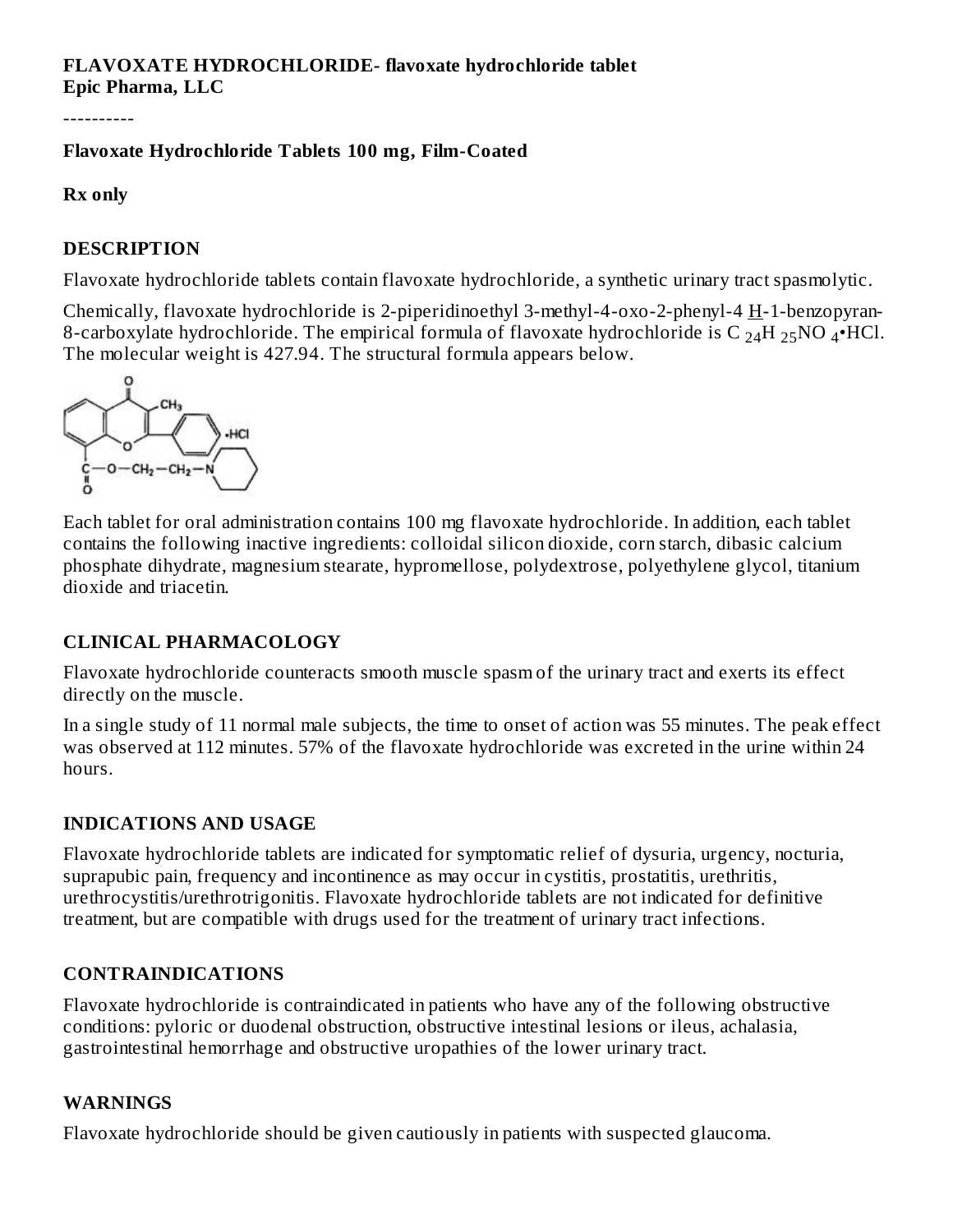**FLAVOXATE HYDROCHLORIDE- flavoxate hydrochloride tablet**
**Epic Pharma, LLC**

----------

**Flavoxate Hydrochloride Tablets 100 mg, Film-Coated**

**Rx only**

## DESCRIPTION

Flavoxate hydrochloride tablets contain flavoxate hydrochloride, a synthetic urinary tract spasmolytic.

Chemically, flavoxate hydrochloride is 2-piperidinoethyl 3-methyl-4-oxo-2-phenyl-4 H-1-benzopyran-8-carboxylate hydrochloride. The empirical formula of flavoxate hydrochloride is $C_{24}H_{25}NO_4$•HCl. The molecular weight is 427.94. The structural formula appears below.

Each tablet for oral administration contains 100 mg flavoxate hydrochloride. In addition, each tablet contains the following inactive ingredients: colloidal silicon dioxide, corn starch, dibasic calcium phosphate dihydrate, magnesium stearate, hypromellose, polydextrose, polyethylene glycol, titanium dioxide and triacetin.

## CLINICAL PHARMACOLOGY

Flavoxate hydrochloride counteracts smooth muscle spasm of the urinary tract and exerts its effect directly on the muscle.

In a single study of 11 normal male subjects, the time to onset of action was 55 minutes. The peak effect was observed at 112 minutes. 57% of the flavoxate hydrochloride was excreted in the urine within 24 hours.

## INDICATIONS AND USAGE

Flavoxate hydrochloride tablets are indicated for symptomatic relief of dysuria, urgency, nocturia, suprapubic pain, frequency and incontinence as may occur in cystitis, prostatitis, urethritis, urethrocystitis/urethrotrigonitis. Flavoxate hydrochloride tablets are not indicated for definitive treatment, but are compatible with drugs used for the treatment of urinary tract infections.

## CONTRAINDICATIONS

Flavoxate hydrochloride is contraindicated in patients who have any of the following obstructive conditions: pyloric or duodenal obstruction, obstructive intestinal lesions or ileus, achalasia, gastrointestinal hemorrhage and obstructive uropathies of the lower urinary tract.

## WARNINGS

Flavoxate hydrochloride should be given cautiously in patients with suspected glaucoma.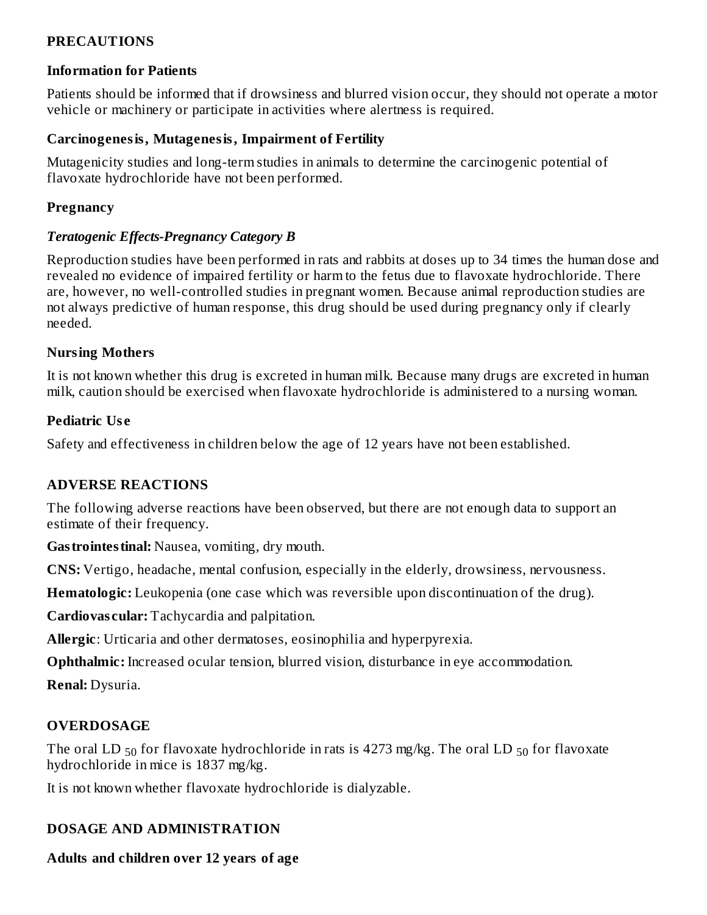## PRECAUTIONS

### Information for Patients

Patients should be informed that if drowsiness and blurred vision occur, they should not operate a motor vehicle or machinery or participate in activities where alertness is required.

### Carcinogenesis, Mutagenesis, Impairment of Fertility

Mutagenicity studies and long-term studies in animals to determine the carcinogenic potential of flavoxate hydrochloride have not been performed.

### Pregnancy

#### *Teratogenic Effects-Pregnancy Category B*

Reproduction studies have been performed in rats and rabbits at doses up to 34 times the human dose and revealed no evidence of impaired fertility or harm to the fetus due to flavoxate hydrochloride. There are, however, no well-controlled studies in pregnant women. Because animal reproduction studies are not always predictive of human response, this drug should be used during pregnancy only if clearly needed.

### Nursing Mothers

It is not known whether this drug is excreted in human milk. Because many drugs are excreted in human milk, caution should be exercised when flavoxate hydrochloride is administered to a nursing woman.

### Pediatric Use

Safety and effectiveness in children below the age of 12 years have not been established.

## ADVERSE REACTIONS

The following adverse reactions have been observed, but there are not enough data to support an estimate of their frequency.

**Gastrointestinal:** Nausea, vomiting, dry mouth.

**CNS:** Vertigo, headache, mental confusion, especially in the elderly, drowsiness, nervousness.

**Hematologic:** Leukopenia (one case which was reversible upon discontinuation of the drug).

**Cardiovascular:** Tachycardia and palpitation.

**Allergic**: Urticaria and other dermatoses, eosinophilia and hyperpyrexia.

**Ophthalmic:** Increased ocular tension, blurred vision, disturbance in eye accommodation.

**Renal:** Dysuria.

## OVERDOSAGE

The oral $LD_{50}$ for flavoxate hydrochloride in rats is 4273 mg/kg. The oral $LD_{50}$ for flavoxate hydrochloride in mice is 1837 mg/kg.

It is not known whether flavoxate hydrochloride is dialyzable.

## DOSAGE AND ADMINISTRATION

### Adults and children over 12 years of age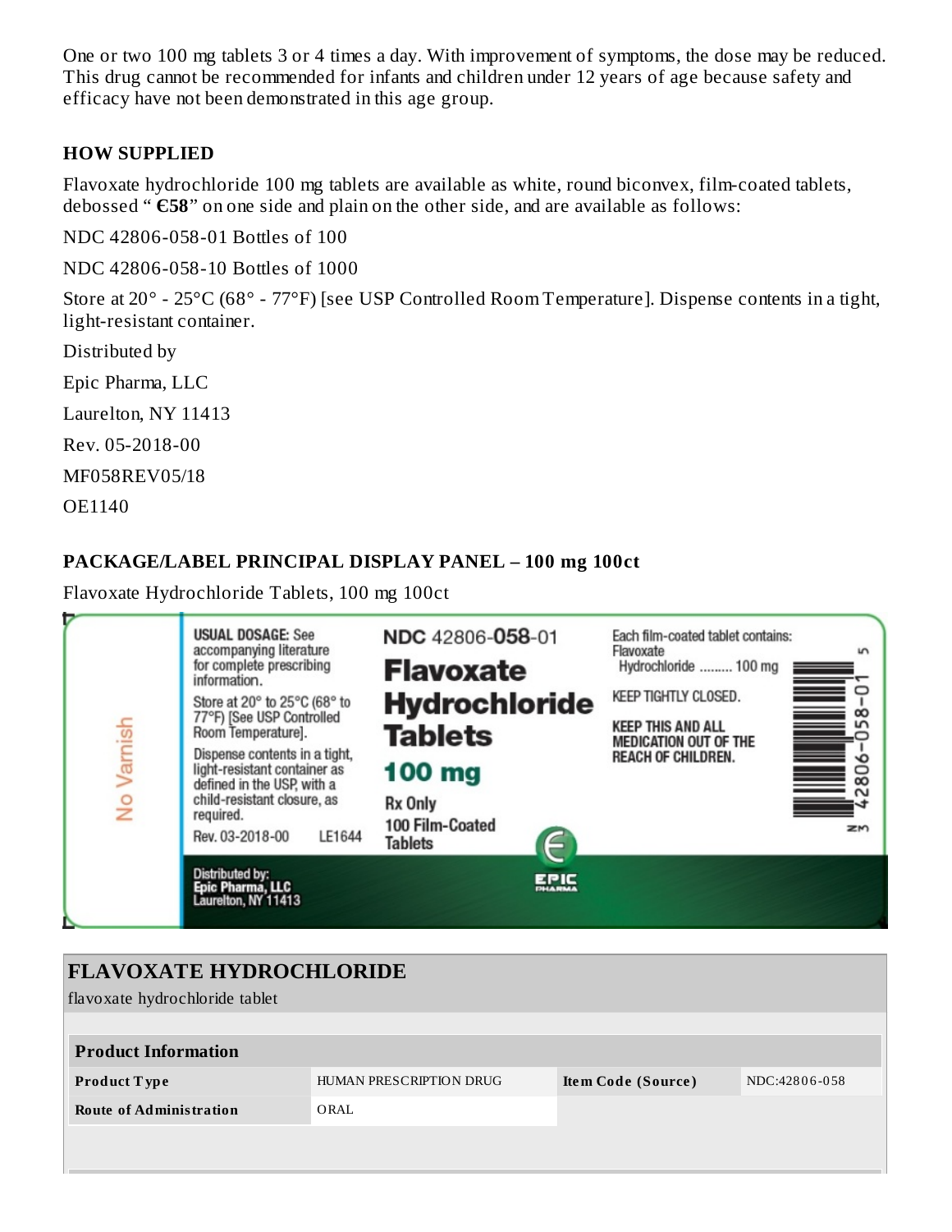One or two 100 mg tablets 3 or 4 times a day. With improvement of symptoms, the dose may be reduced. This drug cannot be recommended for infants and children under 12 years of age because safety and efficacy have not been demonstrated in this age group.

## HOW SUPPLIED

Flavoxate hydrochloride 100 mg tablets are available as white, round biconvex, film-coated tablets, debossed " **€58**" on one side and plain on the other side, and are available as follows:

NDC 42806-058-01 Bottles of 100

NDC 42806-058-10 Bottles of 1000

Store at 20° - 25°C (68° - 77°F) [see USP Controlled Room Temperature]. Dispense contents in a tight, light-resistant container.

Distributed by

Epic Pharma, LLC

Laurelton, NY 11413

Rev. 05-2018-00

MF058REV05/18

OE1140

## PACKAGE/LABEL PRINCIPAL DISPLAY PANEL – 100 mg 100ct

Flavoxate Hydrochloride Tablets, 100 mg 100ct

No Varnish

**USUAL DOSAGE:** See accompanying literature for complete prescribing information.

Store at 20° to 25°C (68° to 77°F) [See USP Controlled Room Temperature].

Dispense contents in a tight, light-resistant container as defined in the USP, with a child-resistant closure, as required.

Rev. 03-2018-00 LE1644

Distributed by:
**Epic Pharma, LLC**
Laurelton, NY 11413

NDC 42806-**058**-01

**Flavoxate Hydrochloride Tablets**

**100 mg**

Rx Only

100 Film-Coated Tablets

EPIC PHARMA

Each film-coated tablet contains:
Flavoxate Hydrochloride ......... 100 mg

KEEP TIGHTLY CLOSED.

KEEP THIS AND ALL MEDICATION OUT OF THE REACH OF CHILDREN.

N 3 42806-058-01 5

## FLAVOXATE HYDROCHLORIDE

flavoxate hydrochloride tablet

| Product Information | | | |
|---|---|---|---|
| **Product Type** | HUMAN PRESCRIPTION DRUG | **Item Code (Source)** | NDC:42806-058 |
| **Route of Administration** | ORAL | | |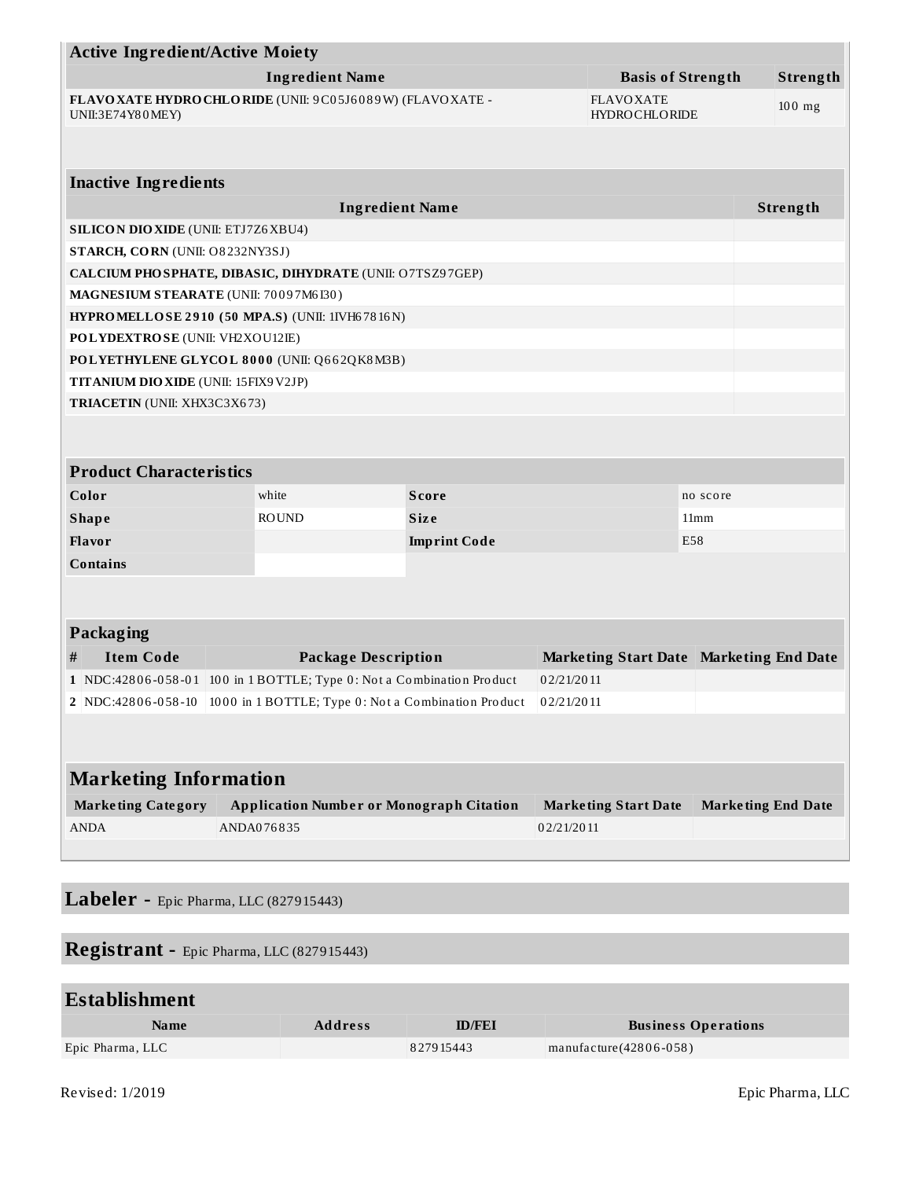## Active Ingredient/Active Moiety

| Ingredient Name | Basis of Strength | Strength |
| --- | --- | --- |
| **FLAVOXATE HYDROCHLORIDE** (UNII: 9C05J6089W) (FLAVOXATE - UNII:3E74Y80MEY) | FLAVOXATE HYDROCHLORIDE | 100 mg |

## Inactive Ingredients

| Ingredient Name | Strength |
| --- | --- |
| **SILICON DIOXIDE** (UNII: ETJ7Z6XBU4) | |
| **STARCH, CORN** (UNII: O8232NY3SJ) | |
| **CALCIUM PHOSPHATE, DIBASIC, DIHYDRATE** (UNII: O7TSZ97GEP) | |
| **MAGNESIUM STEARATE** (UNII: 70097M6I30) | |
| **HYPROMELLOSE 2910 (50 MPA.S)** (UNII: 1IVH67816N) | |
| **POLYDEXTROSE** (UNII: VH2XOU12IE) | |
| **POLYETHYLENE GLYCOL 8000** (UNII: Q662QK8M3B) | |
| **TITANIUM DIOXIDE** (UNII: 15FIX9V2JP) | |
| **TRIACETIN** (UNII: XHX3C3X673) | |

## Product Characteristics

| | | | |
| --- | --- | --- | --- |
| **Color** | white | **Score** | no score |
| **Shape** | ROUND | **Size** | 11mm |
| **Flavor** | | **Imprint Code** | E58 |
| **Contains** | | | |

## Packaging

| # | Item Code | Package Description | Marketing Start Date | Marketing End Date |
| --- | --- | --- | --- | --- |
| 1 | NDC:42806-058-01 | 100 in 1 BOTTLE; Type 0: Not a Combination Product | 02/21/2011 | |
| 2 | NDC:42806-058-10 | 1000 in 1 BOTTLE; Type 0: Not a Combination Product | 02/21/2011 | |

## Marketing Information

| Marketing Category | Application Number or Monograph Citation | Marketing Start Date | Marketing End Date |
| --- | --- | --- | --- |
| ANDA | ANDA076835 | 02/21/2011 | |

## Labeler - Epic Pharma, LLC (827915443)

## Registrant - Epic Pharma, LLC (827915443)

## Establishment

| Name | Address | ID/FEI | Business Operations |
| --- | --- | --- | --- |
| Epic Pharma, LLC | | 827915443 | manufacture(42806-058) |

Revised: 1/2019 Epic Pharma, LLC